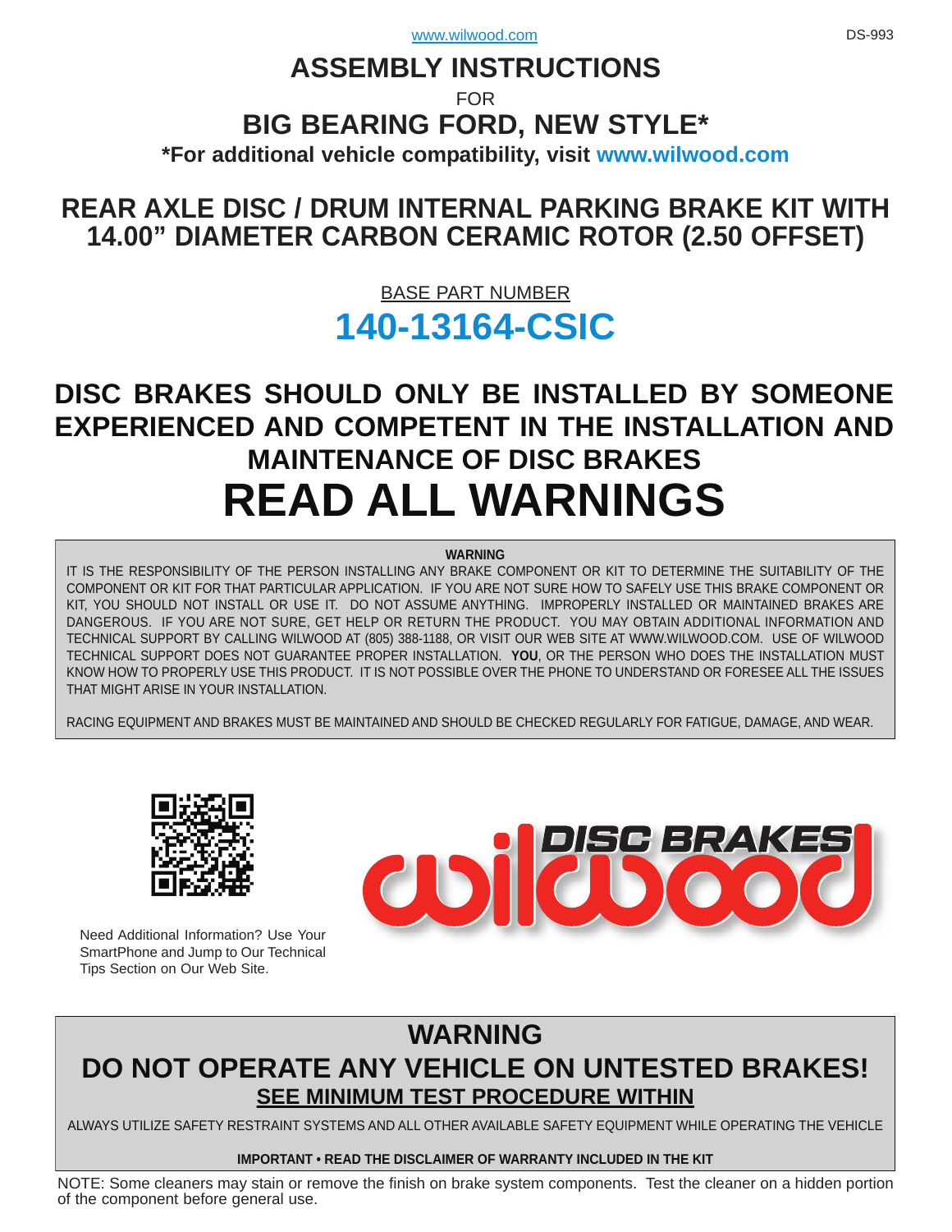www.wilwood.com

# ASSEMBLY INSTRUCTIONS

FOR

# BIG BEARING FORD, NEW STYLE*

**\*For additional vehicle compatibility, visit www.wilwood.com**

## REAR AXLE DISC / DRUM INTERNAL PARKING BRAKE KIT WITH 14.00" DIAMETER CARBON CERAMIC ROTOR (2.50 OFFSET)

BASE PART NUMBER

# 140-13164-CSIC

## DISC BRAKES SHOULD ONLY BE INSTALLED BY SOMEONE EXPERIENCED AND COMPETENT IN THE INSTALLATION AND MAINTENANCE OF DISC BRAKES

# READ ALL WARNINGS

**WARNING**

IT IS THE RESPONSIBILITY OF THE PERSON INSTALLING ANY BRAKE COMPONENT OR KIT TO DETERMINE THE SUITABILITY OF THE COMPONENT OR KIT FOR THAT PARTICULAR APPLICATION. IF YOU ARE NOT SURE HOW TO SAFELY USE THIS BRAKE COMPONENT OR KIT, YOU SHOULD NOT INSTALL OR USE IT. DO NOT ASSUME ANYTHING. IMPROPERLY INSTALLED OR MAINTAINED BRAKES ARE DANGEROUS. IF YOU ARE NOT SURE, GET HELP OR RETURN THE PRODUCT. YOU MAY OBTAIN ADDITIONAL INFORMATION AND TECHNICAL SUPPORT BY CALLING WILWOOD AT (805) 388-1188, OR VISIT OUR WEB SITE AT WWW.WILWOOD.COM. USE OF WILWOOD TECHNICAL SUPPORT DOES NOT GUARANTEE PROPER INSTALLATION. **YOU**, OR THE PERSON WHO DOES THE INSTALLATION MUST KNOW HOW TO PROPERLY USE THIS PRODUCT. IT IS NOT POSSIBLE OVER THE PHONE TO UNDERSTAND OR FORESEE ALL THE ISSUES THAT MIGHT ARISE IN YOUR INSTALLATION.

RACING EQUIPMENT AND BRAKES MUST BE MAINTAINED AND SHOULD BE CHECKED REGULARLY FOR FATIGUE, DAMAGE, AND WEAR.

Need Additional Information? Use Your SmartPhone and Jump to Our Technical Tips Section on Our Web Site.

## WARNING

## DO NOT OPERATE ANY VEHICLE ON UNTESTED BRAKES!

**SEE MINIMUM TEST PROCEDURE WITHIN**

ALWAYS UTILIZE SAFETY RESTRAINT SYSTEMS AND ALL OTHER AVAILABLE SAFETY EQUIPMENT WHILE OPERATING THE VEHICLE

**IMPORTANT • READ THE DISCLAIMER OF WARRANTY INCLUDED IN THE KIT**

NOTE: Some cleaners may stain or remove the finish on brake system components. Test the cleaner on a hidden portion of the component before general use.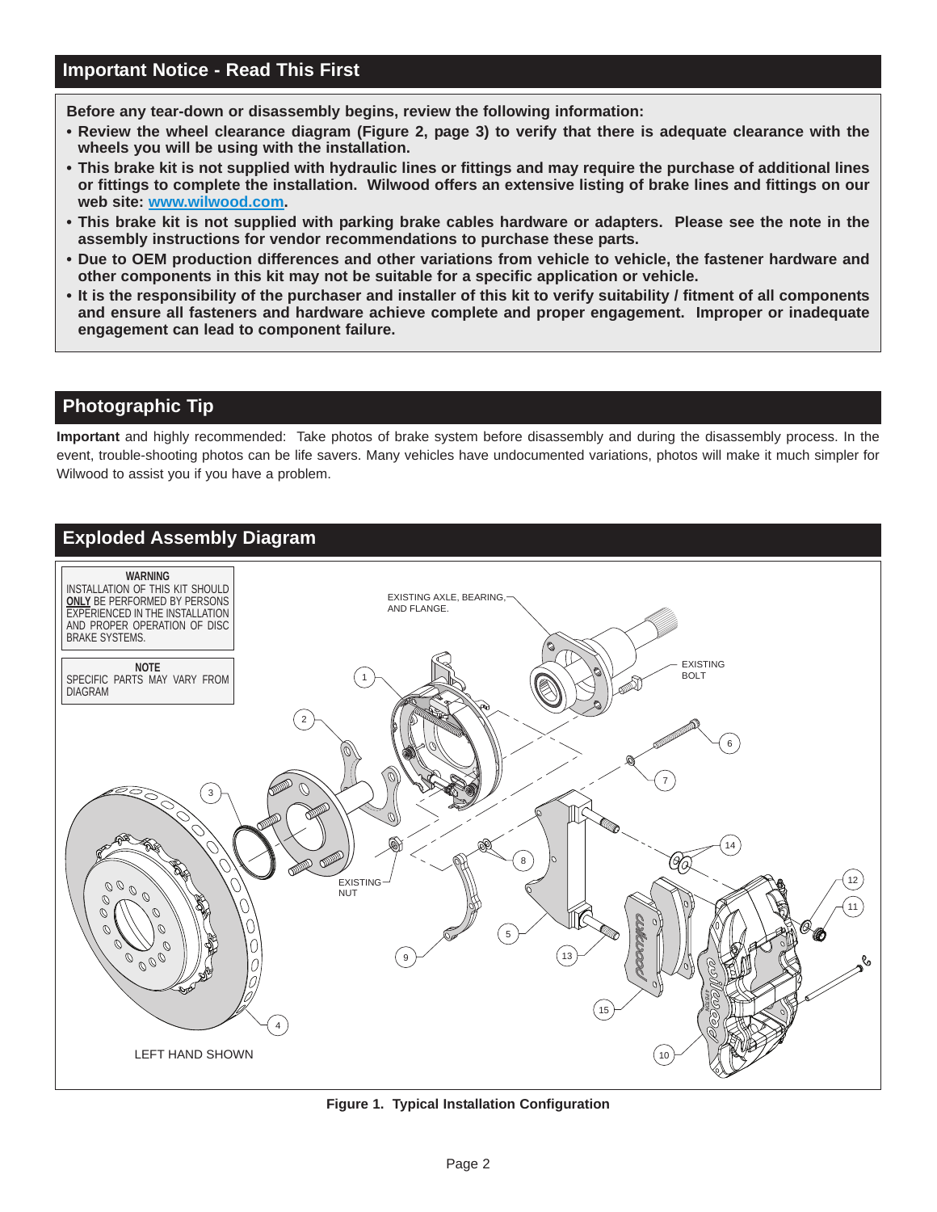## Important Notice - Read This First

**Before any tear-down or disassembly begins, review the following information:**

- **Review the wheel clearance diagram (Figure 2, page 3) to verify that there is adequate clearance with the wheels you will be using with the installation.**
- **This brake kit is not supplied with hydraulic lines or fittings and may require the purchase of additional lines or fittings to complete the installation. Wilwood offers an extensive listing of brake lines and fittings on our web site: www.wilwood.com.**
- **This brake kit is not supplied with parking brake cables hardware or adapters. Please see the note in the assembly instructions for vendor recommendations to purchase these parts.**
- **Due to OEM production differences and other variations from vehicle to vehicle, the fastener hardware and other components in this kit may not be suitable for a specific application or vehicle.**
- **It is the responsibility of the purchaser and installer of this kit to verify suitability / fitment of all components and ensure all fasteners and hardware achieve complete and proper engagement. Improper or inadequate engagement can lead to component failure.**

## Photographic Tip

**Important** and highly recommended: Take photos of brake system before disassembly and during the disassembly process. In the event, trouble-shooting photos can be life savers. Many vehicles have undocumented variations, photos will make it much simpler for Wilwood to assist you if you have a problem.

## Exploded Assembly Diagram

**WARNING**
INSTALLATION OF THIS KIT SHOULD **ONLY** BE PERFORMED BY PERSONS EXPERIENCED IN THE INSTALLATION AND PROPER OPERATION OF DISC BRAKE SYSTEMS.

**NOTE**
SPECIFIC PARTS MAY VARY FROM DIAGRAM

EXISTING AXLE, BEARING, AND FLANGE.

EXISTING BOLT

EXISTING NUT

LEFT HAND SHOWN

**Figure 1. Typical Installation Configuration**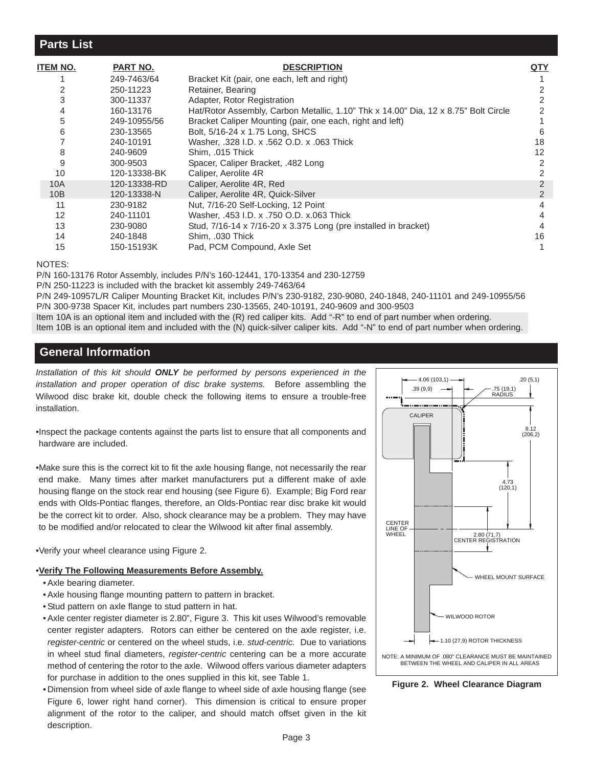## Parts List

| ITEM NO. | PART NO. | DESCRIPTION | QTY |
|---|---|---|---|
| 1 | 249-7463/64 | Bracket Kit (pair, one each, left and right) | 1 |
| 2 | 250-11223 | Retainer, Bearing | 2 |
| 3 | 300-11337 | Adapter, Rotor Registration | 2 |
| 4 | 160-13176 | Hat/Rotor Assembly, Carbon Metallic, 1.10" Thk x 14.00" Dia, 12 x 8.75" Bolt Circle | 2 |
| 5 | 249-10955/56 | Bracket Caliper Mounting (pair, one each, right and left) | 1 |
| 6 | 230-13565 | Bolt, 5/16-24 x 1.75 Long, SHCS | 6 |
| 7 | 240-10191 | Washer, .328 I.D. x .562 O.D. x .063 Thick | 18 |
| 8 | 240-9609 | Shim, .015 Thick | 12 |
| 9 | 300-9503 | Spacer, Caliper Bracket, .482 Long | 2 |
| 10 | 120-13338-BK | Caliper, Aerolite 4R | 2 |
| 10A | 120-13338-RD | Caliper, Aerolite 4R, Red | 2 |
| 10B | 120-13338-N | Caliper, Aerolite 4R, Quick-Silver | 2 |
| 11 | 230-9182 | Nut, 7/16-20 Self-Locking, 12 Point | 4 |
| 12 | 240-11101 | Washer, .453 I.D. x .750 O.D. x.063 Thick | 4 |
| 13 | 230-9080 | Stud, 7/16-14 x 7/16-20 x 3.375 Long (pre installed in bracket) | 4 |
| 14 | 240-1848 | Shim, .030 Thick | 16 |
| 15 | 150-15193K | Pad, PCM Compound, Axle Set | 1 |

NOTES:

P/N 160-13176 Rotor Assembly, includes P/N's 160-12441, 170-13354 and 230-12759

P/N 250-11223 is included with the bracket kit assembly 249-7463/64

P/N 249-10957L/R Caliper Mounting Bracket Kit, includes P/N's 230-9182, 230-9080, 240-1848, 240-11101 and 249-10955/56

P/N 300-9738 Spacer Kit, includes part numbers 230-13565, 240-10191, 240-9609 and 300-9503

Item 10A is an optional item and included with the (R) red caliper kits. Add "-R" to end of part number when ordering.

Item 10B is an optional item and included with the (N) quick-silver caliper kits. Add "-N" to end of part number when ordering.

## General Information

*Installation of this kit should **ONLY** be performed by persons experienced in the installation and proper operation of disc brake systems.* Before assembling the Wilwood disc brake kit, double check the following items to ensure a trouble-free installation.

- Inspect the package contents against the parts list to ensure that all components and hardware are included.
- Make sure this is the correct kit to fit the axle housing flange, not necessarily the rear end make. Many times after market manufacturers put a different make of axle housing flange on the stock rear end housing (see Figure 6). Example; Big Ford rear ends with Olds-Pontiac flanges, therefore, an Olds-Pontiac rear disc brake kit would be the correct kit to order. Also, shock clearance may be a problem. They may have to be modified and/or relocated to clear the Wilwood kit after final assembly.
- Verify your wheel clearance using Figure 2.
- **Verify The Following Measurements Before Assembly.**
  - Axle bearing diameter.
  - Axle housing flange mounting pattern to pattern in bracket.
  - Stud pattern on axle flange to stud pattern in hat.
  - Axle center register diameter is 2.80", Figure 3. This kit uses Wilwood's removable center register adapters. Rotors can either be centered on the axle register, i.e. *register-centric* or centered on the wheel studs, i.e. *stud-centric.* Due to variations in wheel stud final diameters, *register-centric* centering can be a more accurate method of centering the rotor to the axle. Wilwood offers various diameter adapters for purchase in addition to the ones supplied in this kit, see Table 1.
  - Dimension from wheel side of axle flange to wheel side of axle housing flange (see Figure 6, lower right hand corner). This dimension is critical to ensure proper alignment of the rotor to the caliper, and should match offset given in the kit description.

4.06 (103,1) | .20 (5,1) | .39 (9,9) | .75 (19,1) RADIUS | CALIPER | 8.12 (206,2) | 4.73 (120,1) | CENTER LINE OF WHEEL | 2.80 (71,7) CENTER REGISTRATION | WHEEL MOUNT SURFACE | WILWOOD ROTOR | 1.10 (27,9) ROTOR THICKNESS

NOTE: A MINIMUM OF .080" CLEARANCE MUST BE MAINTAINED BETWEEN THE WHEEL AND CALIPER IN ALL AREAS

**Figure 2. Wheel Clearance Diagram**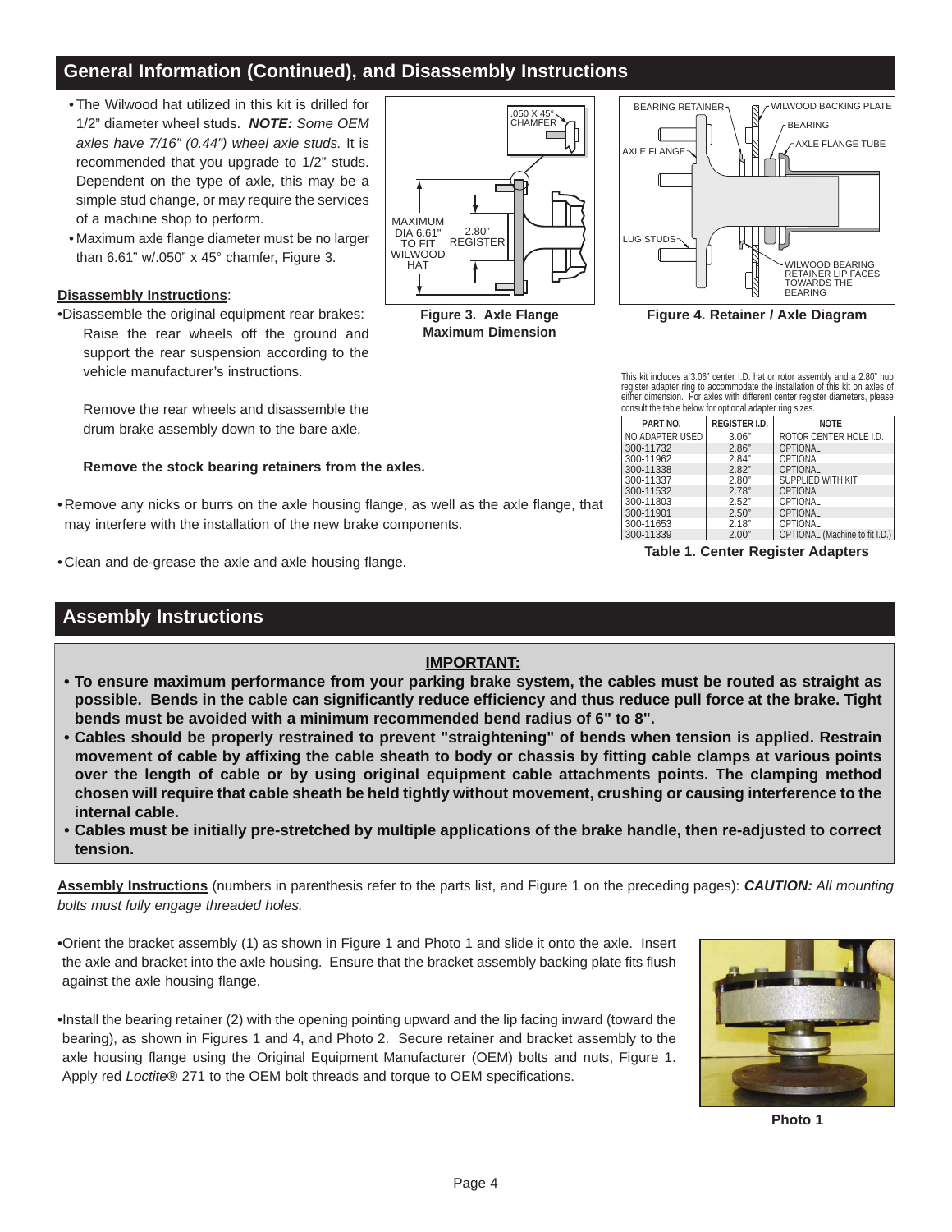## General Information (Continued), and Disassembly Instructions

- The Wilwood hat utilized in this kit is drilled for 1/2" diameter wheel studs. ***NOTE:*** *Some OEM axles have 7/16" (0.44") wheel axle studs.* It is recommended that you upgrade to 1/2" studs. Dependent on the type of axle, this may be a simple stud change, or may require the services of a machine shop to perform.
- Maximum axle flange diameter must be no larger than 6.61" w/.050" x 45° chamfer, Figure 3.

MAXIMUM DIA 6.61" TO FIT WILWOOD HAT

2.80" REGISTER

.050 X 45° CHAMFER

**Figure 3. Axle Flange Maximum Dimension**

BEARING RETAINER

WILWOOD BACKING PLATE

BEARING

AXLE FLANGE

AXLE FLANGE TUBE

LUG STUDS

WILWOOD BEARING RETAINER LIP FACES TOWARDS THE BEARING

**Figure 4. Retainer / Axle Diagram**

**Disassembly Instructions**:

- Disassemble the original equipment rear brakes:

  Raise the rear wheels off the ground and support the rear suspension according to the vehicle manufacturer's instructions.

  Remove the rear wheels and disassemble the drum brake assembly down to the bare axle.

  **Remove the stock bearing retainers from the axles.**

- Remove any nicks or burrs on the axle housing flange, as well as the axle flange, that may interfere with the installation of the new brake components.

- Clean and de-grease the axle and axle housing flange.

This kit includes a 3.06" center I.D. hat or rotor assembly and a 2.80" hub register adapter ring to accommodate the installation of this kit on axles of either dimension. For axles with different center register diameters, please consult the table below for optional adapter ring sizes.

| PART NO. | REGISTER I.D. | NOTE |
|---|---|---|
| NO ADAPTER USED | 3.06" | ROTOR CENTER HOLE I.D. |
| 300-11732 | 2.86" | OPTIONAL |
| 300-11962 | 2.84" | OPTIONAL |
| 300-11338 | 2.82" | OPTIONAL |
| 300-11337 | 2.80" | SUPPLIED WITH KIT |
| 300-11532 | 2.78" | OPTIONAL |
| 300-11803 | 2.52" | OPTIONAL |
| 300-11901 | 2.50" | OPTIONAL |
| 300-11653 | 2.18" | OPTIONAL |
| 300-11339 | 2.00" | OPTIONAL (Machine to fit I.D.) |

**Table 1. Center Register Adapters**

## Assembly Instructions

**IMPORTANT:**

- **To ensure maximum performance from your parking brake system, the cables must be routed as straight as possible. Bends in the cable can significantly reduce efficiency and thus reduce pull force at the brake. Tight bends must be avoided with a minimum recommended bend radius of 6" to 8".**
- **Cables should be properly restrained to prevent "straightening" of bends when tension is applied. Restrain movement of cable by affixing the cable sheath to body or chassis by fitting cable clamps at various points over the length of cable or by using original equipment cable attachments points. The clamping method chosen will require that cable sheath be held tightly without movement, crushing or causing interference to the internal cable.**
- **Cables must be initially pre-stretched by multiple applications of the brake handle, then re-adjusted to correct tension.**

**Assembly Instructions** (numbers in parenthesis refer to the parts list, and Figure 1 on the preceding pages): ***CAUTION:*** *All mounting bolts must fully engage threaded holes.*

- Orient the bracket assembly (1) as shown in Figure 1 and Photo 1 and slide it onto the axle. Insert the axle and bracket into the axle housing. Ensure that the bracket assembly backing plate fits flush against the axle housing flange.

- Install the bearing retainer (2) with the opening pointing upward and the lip facing inward (toward the bearing), as shown in Figures 1 and 4, and Photo 2. Secure retainer and bracket assembly to the axle housing flange using the Original Equipment Manufacturer (OEM) bolts and nuts, Figure 1. Apply red *Loctite*® 271 to the OEM bolt threads and torque to OEM specifications.

**Photo 1**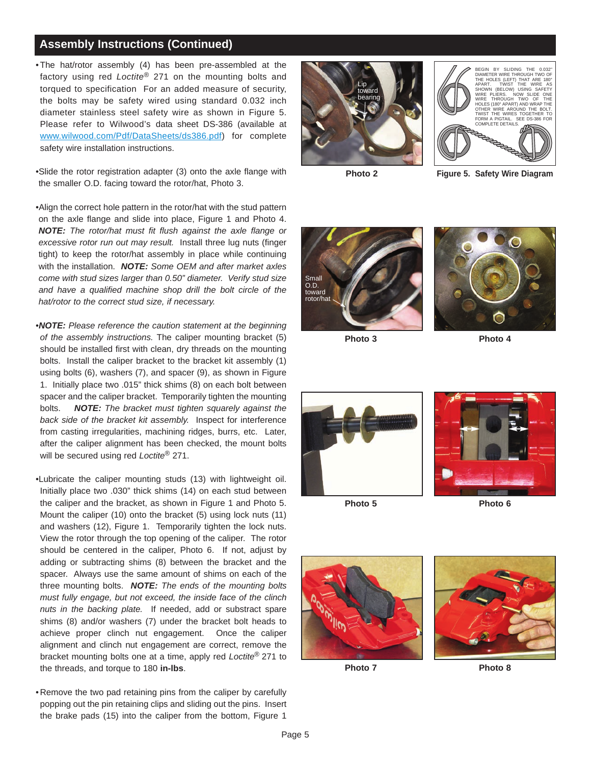## Assembly Instructions (Continued)

- The hat/rotor assembly (4) has been pre-assembled at the factory using red *Loctite*® 271 on the mounting bolts and torqued to specification For an added measure of security, the bolts may be safety wired using standard 0.032 inch diameter stainless steel safety wire as shown in Figure 5. Please refer to Wilwood's data sheet DS-386 (available at www.wilwood.com/Pdf/DataSheets/ds386.pdf) for complete safety wire installation instructions.

- Slide the rotor registration adapter (3) onto the axle flange with the smaller O.D. facing toward the rotor/hat, Photo 3.

- Align the correct hole pattern in the rotor/hat with the stud pattern on the axle flange and slide into place, Figure 1 and Photo 4. ***NOTE:*** *The rotor/hat must fit flush against the axle flange or excessive rotor run out may result.* Install three lug nuts (finger tight) to keep the rotor/hat assembly in place while continuing with the installation. ***NOTE:*** *Some OEM and after market axles come with stud sizes larger than 0.50" diameter. Verify stud size and have a qualified machine shop drill the bolt circle of the hat/rotor to the correct stud size, if necessary.*

- ***NOTE:*** *Please reference the caution statement at the beginning of the assembly instructions.* The caliper mounting bracket (5) should be installed first with clean, dry threads on the mounting bolts. Install the caliper bracket to the bracket kit assembly (1) using bolts (6), washers (7), and spacer (9), as shown in Figure 1. Initially place two .015" thick shims (8) on each bolt between spacer and the caliper bracket. Temporarily tighten the mounting bolts. ***NOTE:*** *The bracket must tighten squarely against the back side of the bracket kit assembly.* Inspect for interference from casting irregularities, machining ridges, burrs, etc. Later, after the caliper alignment has been checked, the mount bolts will be secured using red *Loctite*® 271.

- Lubricate the caliper mounting studs (13) with lightweight oil. Initially place two .030" thick shims (14) on each stud between the caliper and the bracket, as shown in Figure 1 and Photo 5. Mount the caliper (10) onto the bracket (5) using lock nuts (11) and washers (12), Figure 1. Temporarily tighten the lock nuts. View the rotor through the top opening of the caliper. The rotor should be centered in the caliper, Photo 6. If not, adjust by adding or subtracting shims (8) between the bracket and the spacer. Always use the same amount of shims on each of the three mounting bolts. ***NOTE:*** *The ends of the mounting bolts must fully engage, but not exceed, the inside face of the clinch nuts in the backing plate.* If needed, add or substract spare shims (8) and/or washers (7) under the bracket bolt heads to achieve proper clinch nut engagement. Once the caliper alignment and clinch nut engagement are correct, remove the bracket mounting bolts one at a time, apply red *Loctite*® 271 to the threads, and torque to 180 **in-lbs**.

- Remove the two pad retaining pins from the caliper by carefully popping out the pin retaining clips and sliding out the pins. Insert the brake pads (15) into the caliper from the bottom, Figure 1

Lip toward bearing

**Photo 2**

BEGIN BY SLIDING THE 0.032" DIAMETER WIRE THROUGH TWO OF THE HOLES (LEFT) THAT ARE 180° APART. TWIST THE WIRE AS SHOWN (BELOW) USING SAFETY WIRE PLIERS. NOW SLIDE ONE WIRE THROUGH TWO OF THE HOLES (180° APART) AND WRAP THE OTHER WIRE AROUND THE BOLT. TWIST THE WIRES TOGETHER TO FORM A PIGTAIL. SEE DS-386 FOR COMPLETE DETAILS.

**Figure 5. Safety Wire Diagram**

Small O.D. toward rotor/hat

**Photo 3**

**Photo 4**

**Photo 5**

**Photo 6**

**Photo 7**

**Photo 8**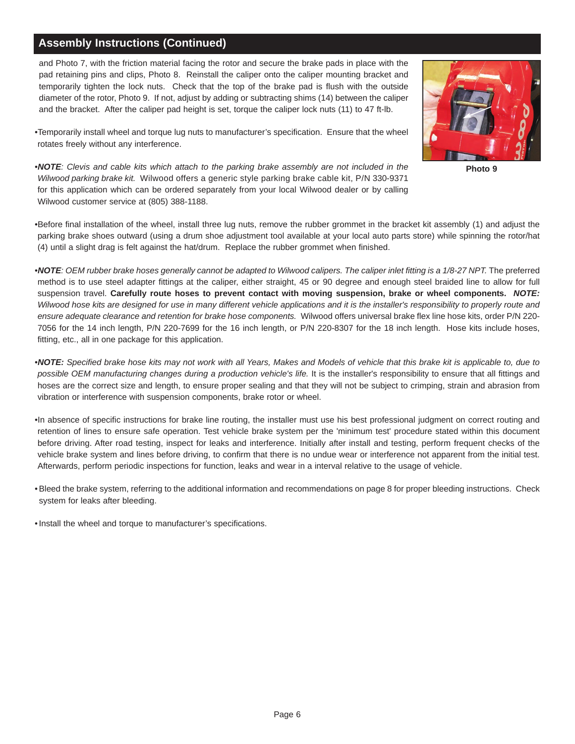## Assembly Instructions (Continued)

and Photo 7, with the friction material facing the rotor and secure the brake pads in place with the pad retaining pins and clips, Photo 8. Reinstall the caliper onto the caliper mounting bracket and temporarily tighten the lock nuts. Check that the top of the brake pad is flush with the outside diameter of the rotor, Photo 9. If not, adjust by adding or subtracting shims (14) between the caliper and the bracket. After the caliper pad height is set, torque the caliper lock nuts (11) to 47 ft-lb.

Photo 9

- Temporarily install wheel and torque lug nuts to manufacturer's specification. Ensure that the wheel rotates freely without any interference.

- ***NOTE**: Clevis and cable kits which attach to the parking brake assembly are not included in the Wilwood parking brake kit.* Wilwood offers a generic style parking brake cable kit, P/N 330-9371 for this application which can be ordered separately from your local Wilwood dealer or by calling Wilwood customer service at (805) 388-1188.

- Before final installation of the wheel, install three lug nuts, remove the rubber grommet in the bracket kit assembly (1) and adjust the parking brake shoes outward (using a drum shoe adjustment tool available at your local auto parts store) while spinning the rotor/hat (4) until a slight drag is felt against the hat/drum. Replace the rubber grommet when finished.

- ***NOTE**: OEM rubber brake hoses generally cannot be adapted to Wilwood calipers. The caliper inlet fitting is a 1/8-27 NPT.* The preferred method is to use steel adapter fittings at the caliper, either straight, 45 or 90 degree and enough steel braided line to allow for full suspension travel. **Carefully route hoses to prevent contact with moving suspension, brake or wheel components.** ***NOTE:*** *Wilwood hose kits are designed for use in many different vehicle applications and it is the installer's responsibility to properly route and ensure adequate clearance and retention for brake hose components.* Wilwood offers universal brake flex line hose kits, order P/N 220-7056 for the 14 inch length, P/N 220-7699 for the 16 inch length, or P/N 220-8307 for the 18 inch length. Hose kits include hoses, fitting, etc., all in one package for this application.

- ***NOTE:** Specified brake hose kits may not work with all Years, Makes and Models of vehicle that this brake kit is applicable to, due to possible OEM manufacturing changes during a production vehicle's life.* It is the installer's responsibility to ensure that all fittings and hoses are the correct size and length, to ensure proper sealing and that they will not be subject to crimping, strain and abrasion from vibration or interference with suspension components, brake rotor or wheel.

- In absence of specific instructions for brake line routing, the installer must use his best professional judgment on correct routing and retention of lines to ensure safe operation. Test vehicle brake system per the 'minimum test' procedure stated within this document before driving. After road testing, inspect for leaks and interference. Initially after install and testing, perform frequent checks of the vehicle brake system and lines before driving, to confirm that there is no undue wear or interference not apparent from the initial test. Afterwards, perform periodic inspections for function, leaks and wear in a interval relative to the usage of vehicle.

- Bleed the brake system, referring to the additional information and recommendations on page 8 for proper bleeding instructions. Check system for leaks after bleeding.

- Install the wheel and torque to manufacturer's specifications.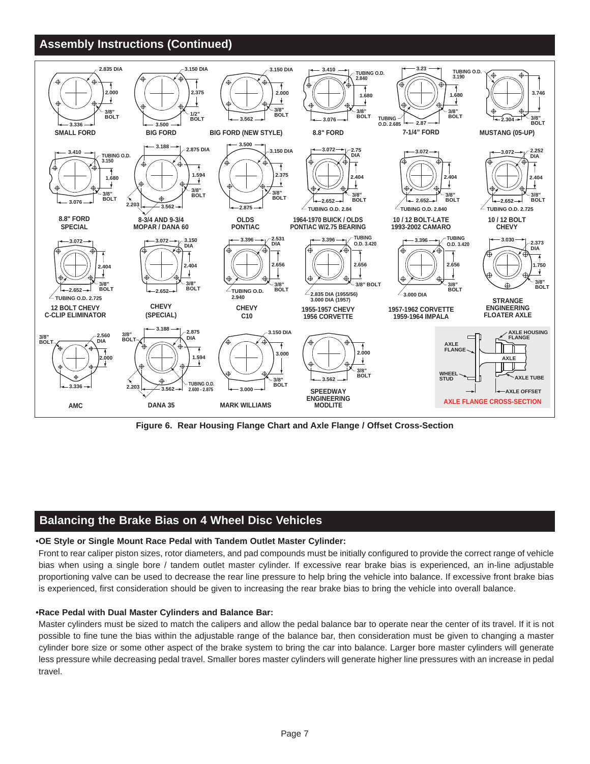## Assembly Instructions (Continued)

Figure 6. Rear Housing Flange Chart and Axle Flange / Offset Cross-Section

## Balancing the Brake Bias on 4 Wheel Disc Vehicles

**•OE Style or Single Mount Race Pedal with Tandem Outlet Master Cylinder:**

Front to rear caliper piston sizes, rotor diameters, and pad compounds must be initially configured to provide the correct range of vehicle bias when using a single bore / tandem outlet master cylinder. If excessive rear brake bias is experienced, an in-line adjustable proportioning valve can be used to decrease the rear line pressure to help bring the vehicle into balance. If excessive front brake bias is experienced, first consideration should be given to increasing the rear brake bias to bring the vehicle into overall balance.

**•Race Pedal with Dual Master Cylinders and Balance Bar:**

Master cylinders must be sized to match the calipers and allow the pedal balance bar to operate near the center of its travel. If it is not possible to fine tune the bias within the adjustable range of the balance bar, then consideration must be given to changing a master cylinder bore size or some other aspect of the brake system to bring the car into balance. Larger bore master cylinders will generate less pressure while decreasing pedal travel. Smaller bores master cylinders will generate higher line pressures with an increase in pedal travel.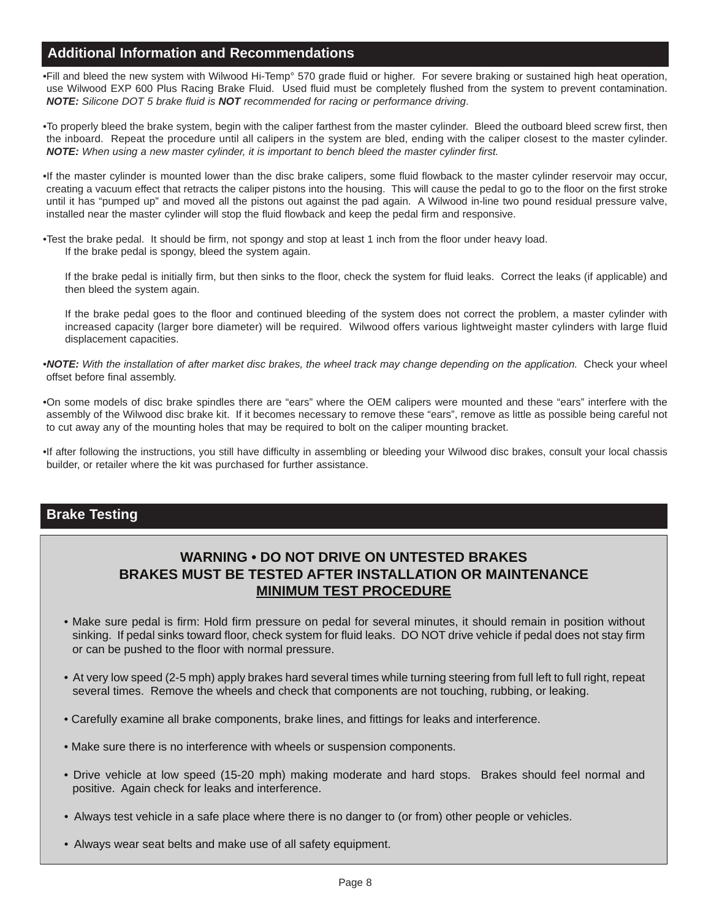## Additional Information and Recommendations

- Fill and bleed the new system with Wilwood Hi-Temp° 570 grade fluid or higher. For severe braking or sustained high heat operation, use Wilwood EXP 600 Plus Racing Brake Fluid. Used fluid must be completely flushed from the system to prevent contamination. ***NOTE:*** *Silicone DOT 5 brake fluid is* ***NOT*** *recommended for racing or performance driving*.

- To properly bleed the brake system, begin with the caliper farthest from the master cylinder. Bleed the outboard bleed screw first, then the inboard. Repeat the procedure until all calipers in the system are bled, ending with the caliper closest to the master cylinder. ***NOTE:*** *When using a new master cylinder, it is important to bench bleed the master cylinder first.*

- If the master cylinder is mounted lower than the disc brake calipers, some fluid flowback to the master cylinder reservoir may occur, creating a vacuum effect that retracts the caliper pistons into the housing. This will cause the pedal to go to the floor on the first stroke until it has "pumped up" and moved all the pistons out against the pad again. A Wilwood in-line two pound residual pressure valve, installed near the master cylinder will stop the fluid flowback and keep the pedal firm and responsive.

- Test the brake pedal. It should be firm, not spongy and stop at least 1 inch from the floor under heavy load.

  If the brake pedal is spongy, bleed the system again.

  If the brake pedal is initially firm, but then sinks to the floor, check the system for fluid leaks. Correct the leaks (if applicable) and then bleed the system again.

  If the brake pedal goes to the floor and continued bleeding of the system does not correct the problem, a master cylinder with increased capacity (larger bore diameter) will be required. Wilwood offers various lightweight master cylinders with large fluid displacement capacities.

- ***NOTE:*** *With the installation of after market disc brakes, the wheel track may change depending on the application.* Check your wheel offset before final assembly.

- On some models of disc brake spindles there are "ears" where the OEM calipers were mounted and these "ears" interfere with the assembly of the Wilwood disc brake kit. If it becomes necessary to remove these "ears", remove as little as possible being careful not to cut away any of the mounting holes that may be required to bolt on the caliper mounting bracket.

- If after following the instructions, you still have difficulty in assembling or bleeding your Wilwood disc brakes, consult your local chassis builder, or retailer where the kit was purchased for further assistance.

## Brake Testing

**WARNING • DO NOT DRIVE ON UNTESTED BRAKES**
**BRAKES MUST BE TESTED AFTER INSTALLATION OR MAINTENANCE**
**<u>MINIMUM TEST PROCEDURE</u>**

- Make sure pedal is firm: Hold firm pressure on pedal for several minutes, it should remain in position without sinking. If pedal sinks toward floor, check system for fluid leaks. DO NOT drive vehicle if pedal does not stay firm or can be pushed to the floor with normal pressure.

- At very low speed (2-5 mph) apply brakes hard several times while turning steering from full left to full right, repeat several times. Remove the wheels and check that components are not touching, rubbing, or leaking.

- Carefully examine all brake components, brake lines, and fittings for leaks and interference.

- Make sure there is no interference with wheels or suspension components.

- Drive vehicle at low speed (15-20 mph) making moderate and hard stops. Brakes should feel normal and positive. Again check for leaks and interference.

- Always test vehicle in a safe place where there is no danger to (or from) other people or vehicles.

- Always wear seat belts and make use of all safety equipment.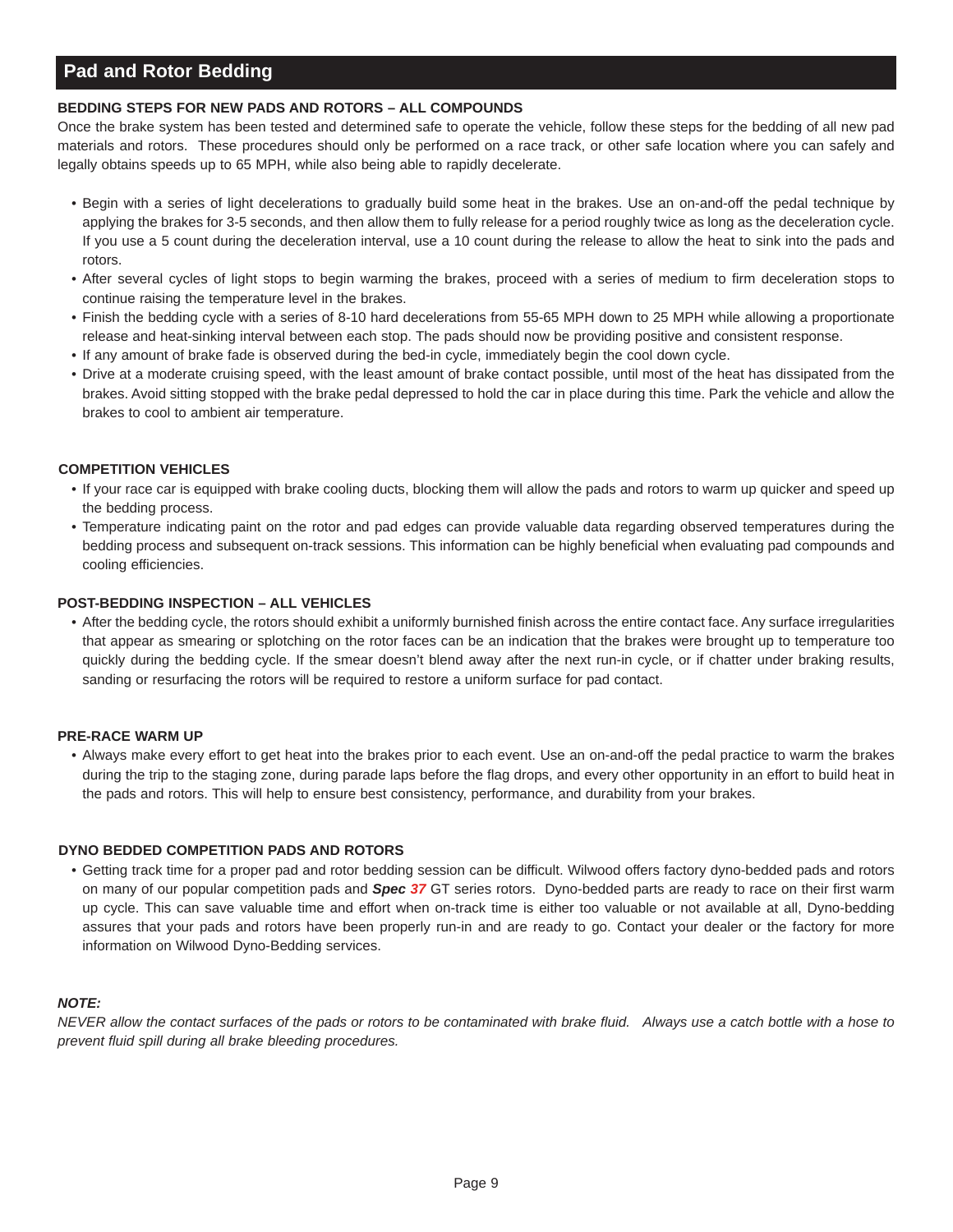## Pad and Rotor Bedding

**BEDDING STEPS FOR NEW PADS AND ROTORS – ALL COMPOUNDS**

Once the brake system has been tested and determined safe to operate the vehicle, follow these steps for the bedding of all new pad materials and rotors. These procedures should only be performed on a race track, or other safe location where you can safely and legally obtains speeds up to 65 MPH, while also being able to rapidly decelerate.

- Begin with a series of light decelerations to gradually build some heat in the brakes. Use an on-and-off the pedal technique by applying the brakes for 3-5 seconds, and then allow them to fully release for a period roughly twice as long as the deceleration cycle. If you use a 5 count during the deceleration interval, use a 10 count during the release to allow the heat to sink into the pads and rotors.
- After several cycles of light stops to begin warming the brakes, proceed with a series of medium to firm deceleration stops to continue raising the temperature level in the brakes.
- Finish the bedding cycle with a series of 8-10 hard decelerations from 55-65 MPH down to 25 MPH while allowing a proportionate release and heat-sinking interval between each stop. The pads should now be providing positive and consistent response.
- If any amount of brake fade is observed during the bed-in cycle, immediately begin the cool down cycle.
- Drive at a moderate cruising speed, with the least amount of brake contact possible, until most of the heat has dissipated from the brakes. Avoid sitting stopped with the brake pedal depressed to hold the car in place during this time. Park the vehicle and allow the brakes to cool to ambient air temperature.

**COMPETITION VEHICLES**

- If your race car is equipped with brake cooling ducts, blocking them will allow the pads and rotors to warm up quicker and speed up the bedding process.
- Temperature indicating paint on the rotor and pad edges can provide valuable data regarding observed temperatures during the bedding process and subsequent on-track sessions. This information can be highly beneficial when evaluating pad compounds and cooling efficiencies.

**POST-BEDDING INSPECTION – ALL VEHICLES**

- After the bedding cycle, the rotors should exhibit a uniformly burnished finish across the entire contact face. Any surface irregularities that appear as smearing or splotching on the rotor faces can be an indication that the brakes were brought up to temperature too quickly during the bedding cycle. If the smear doesn't blend away after the next run-in cycle, or if chatter under braking results, sanding or resurfacing the rotors will be required to restore a uniform surface for pad contact.

**PRE-RACE WARM UP**

- Always make every effort to get heat into the brakes prior to each event. Use an on-and-off the pedal practice to warm the brakes during the trip to the staging zone, during parade laps before the flag drops, and every other opportunity in an effort to build heat in the pads and rotors. This will help to ensure best consistency, performance, and durability from your brakes.

**DYNO BEDDED COMPETITION PADS AND ROTORS**

- Getting track time for a proper pad and rotor bedding session can be difficult. Wilwood offers factory dyno-bedded pads and rotors on many of our popular competition pads and ***Spec 37*** GT series rotors. Dyno-bedded parts are ready to race on their first warm up cycle. This can save valuable time and effort when on-track time is either too valuable or not available at all, Dyno-bedding assures that your pads and rotors have been properly run-in and are ready to go. Contact your dealer or the factory for more information on Wilwood Dyno-Bedding services.

***NOTE:***

*NEVER allow the contact surfaces of the pads or rotors to be contaminated with brake fluid. Always use a catch bottle with a hose to prevent fluid spill during all brake bleeding procedures.*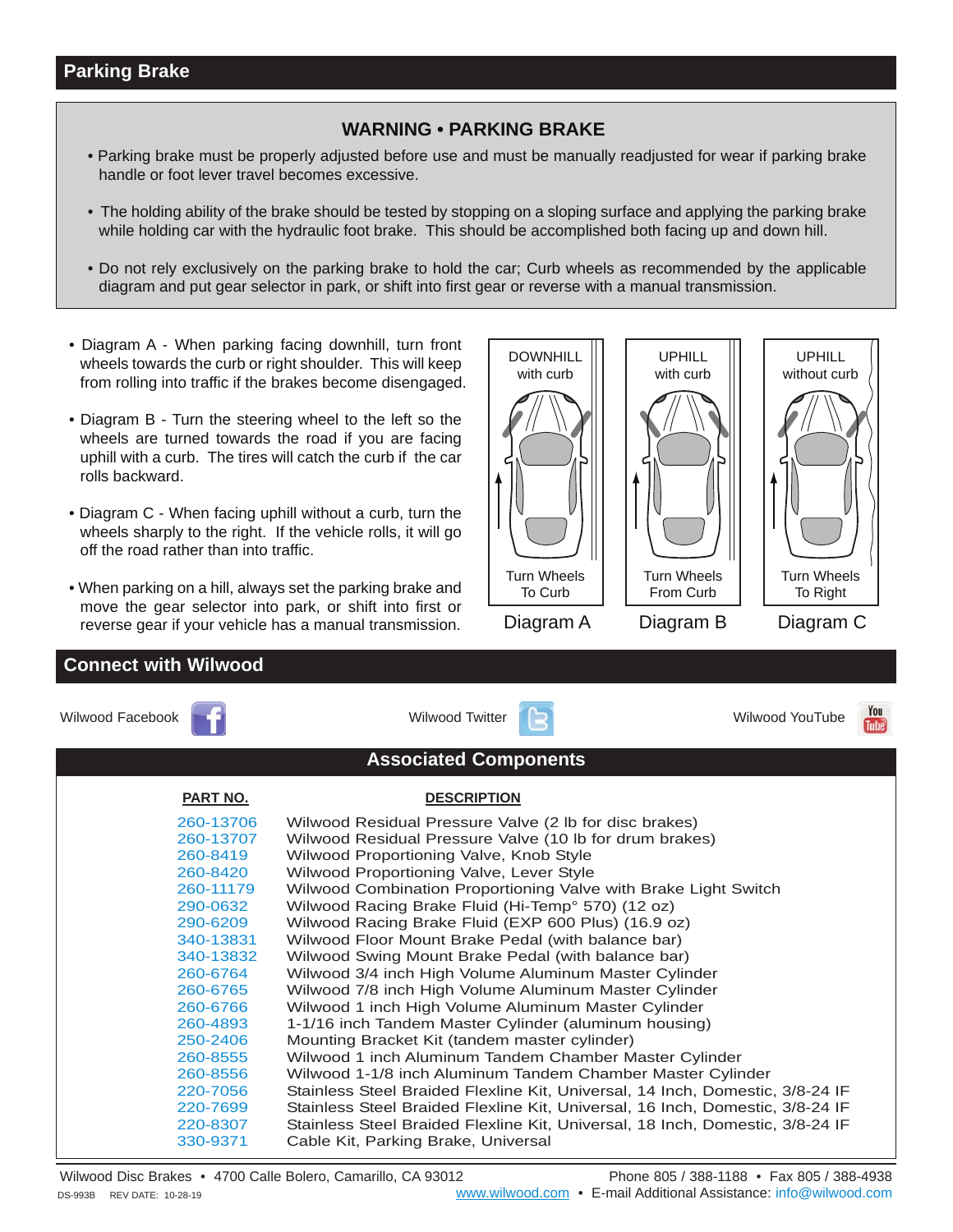## Parking Brake

### WARNING • PARKING BRAKE

- Parking brake must be properly adjusted before use and must be manually readjusted for wear if parking brake handle or foot lever travel becomes excessive.
- The holding ability of the brake should be tested by stopping on a sloping surface and applying the parking brake while holding car with the hydraulic foot brake. This should be accomplished both facing up and down hill.
- Do not rely exclusively on the parking brake to hold the car; Curb wheels as recommended by the applicable diagram and put gear selector in park, or shift into first gear or reverse with a manual transmission.

- Diagram A - When parking facing downhill, turn front wheels towards the curb or right shoulder. This will keep from rolling into traffic if the brakes become disengaged.
- Diagram B - Turn the steering wheel to the left so the wheels are turned towards the road if you are facing uphill with a curb. The tires will catch the curb if the car rolls backward.
- Diagram C - When facing uphill without a curb, turn the wheels sharply to the right. If the vehicle rolls, it will go off the road rather than into traffic.
- When parking on a hill, always set the parking brake and move the gear selector into park, or shift into first or reverse gear if your vehicle has a manual transmission.

DOWNHILL with curb
Turn Wheels To Curb
Diagram A

UPHILL with curb
Turn Wheels From Curb
Diagram B

UPHILL without curb
Turn Wheels To Right
Diagram C

## Connect with Wilwood

Wilwood Facebook    Wilwood Twitter    Wilwood YouTube

## Associated Components

| PART NO. | DESCRIPTION |
|---|---|
| 260-13706 | Wilwood Residual Pressure Valve (2 lb for disc brakes) |
| 260-13707 | Wilwood Residual Pressure Valve (10 lb for drum brakes) |
| 260-8419 | Wilwood Proportioning Valve, Knob Style |
| 260-8420 | Wilwood Proportioning Valve, Lever Style |
| 260-11179 | Wilwood Combination Proportioning Valve with Brake Light Switch |
| 290-0632 | Wilwood Racing Brake Fluid (Hi-Temp° 570) (12 oz) |
| 290-6209 | Wilwood Racing Brake Fluid (EXP 600 Plus) (16.9 oz) |
| 340-13831 | Wilwood Floor Mount Brake Pedal (with balance bar) |
| 340-13832 | Wilwood Swing Mount Brake Pedal (with balance bar) |
| 260-6764 | Wilwood 3/4 inch High Volume Aluminum Master Cylinder |
| 260-6765 | Wilwood 7/8 inch High Volume Aluminum Master Cylinder |
| 260-6766 | Wilwood 1 inch High Volume Aluminum Master Cylinder |
| 260-4893 | 1-1/16 inch Tandem Master Cylinder (aluminum housing) |
| 250-2406 | Mounting Bracket Kit (tandem master cylinder) |
| 260-8555 | Wilwood 1 inch Aluminum Tandem Chamber Master Cylinder |
| 260-8556 | Wilwood 1-1/8 inch Aluminum Tandem Chamber Master Cylinder |
| 220-7056 | Stainless Steel Braided Flexline Kit, Universal, 14 Inch, Domestic, 3/8-24 IF |
| 220-7699 | Stainless Steel Braided Flexline Kit, Universal, 16 Inch, Domestic, 3/8-24 IF |
| 220-8307 | Stainless Steel Braided Flexline Kit, Universal, 18 Inch, Domestic, 3/8-24 IF |
| 330-9371 | Cable Kit, Parking Brake, Universal |

Wilwood Disc Brakes • 4700 Calle Bolero, Camarillo, CA 93012    Phone 805 / 388-1188 • Fax 805 / 388-4938

DS-993B    REV DATE: 10-28-19    www.wilwood.com • E-mail Additional Assistance: info@wilwood.com